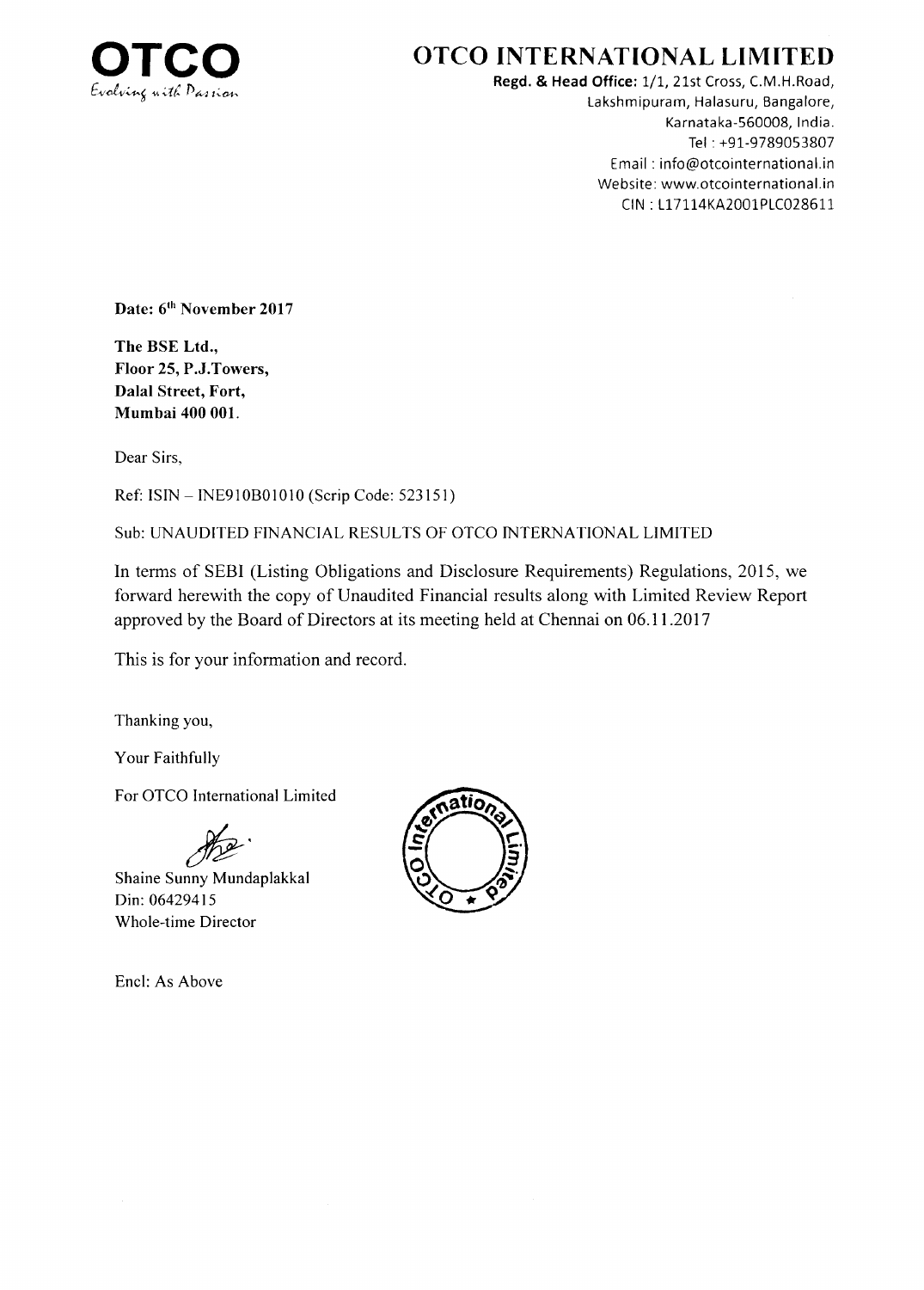**OTCO**
*Evolving with Passion*

# OTCO INTERNATIONAL LIMITED

**Regd. & Head Office:** 1/1, 21st Cross, C.M.H.Road,
Lakshmipuram, Halasuru, Bangalore,
Karnataka-560008, India.
Tel : +91-9789053807
Email : info@otcointernational.in
Website: www.otcointernational.in
CIN : L17114KA2001PLC028611

**Date: 6th November 2017**

**The BSE Ltd.,**
**Floor 25, P.J.Towers,**
**Dalal Street, Fort,**
**Mumbai 400 001.**

Dear Sirs,

Ref: ISIN – INE910B01010 (Scrip Code: 523151)

Sub: UNAUDITED FINANCIAL RESULTS OF OTCO INTERNATIONAL LIMITED

In terms of SEBI (Listing Obligations and Disclosure Requirements) Regulations, 2015, we forward herewith the copy of Unaudited Financial results along with Limited Review Report approved by the Board of Directors at its meeting held at Chennai on 06.11.2017

This is for your information and record.

Thanking you,

Your Faithfully

For OTCO International Limited

Shaine Sunny Mundaplakkal
Din: 06429415
Whole-time Director

Encl: As Above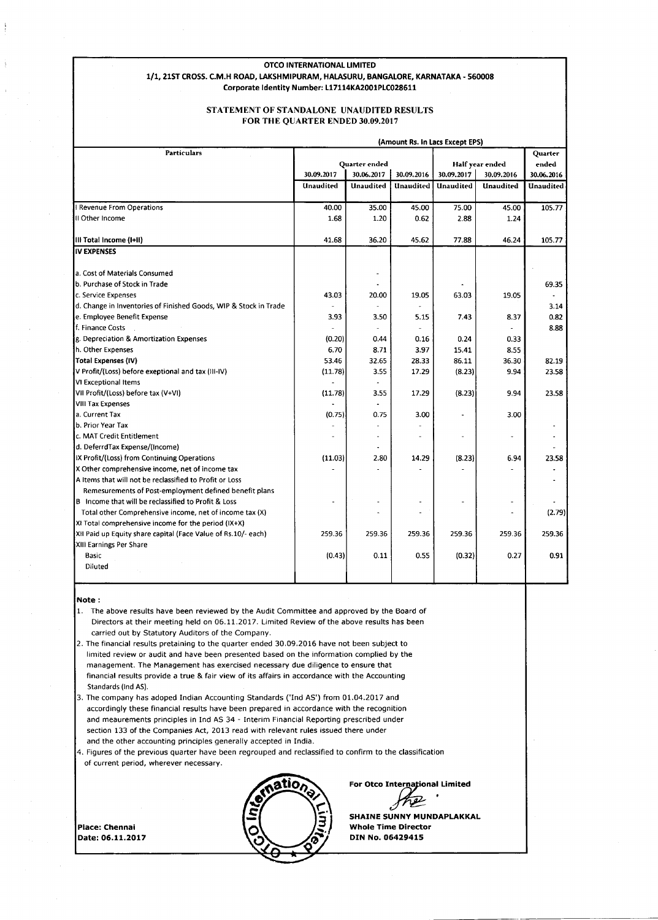**OTCO INTERNATIONAL LIMITED**
**1/1, 21ST CROSS. C.M.H ROAD, LAKSHMIPURAM, HALASURU, BANGALORE, KARNATAKA - 560008**
**Corporate Identity Number: L17114KA2001PLC028611**

**STATEMENT OF STANDALONE UNAUDITED RESULTS**
**FOR THE QUARTER ENDED 30.09.2017**

(Amount Rs. In Lacs Except EPS)

| Particulars | Quarter ended | | | Half year ended | | Quarter ended |
|---|---|---|---|---|---|---|
| | 30.09.2017 | 30.06.2017 | 30.09.2016 | 30.09.2017 | 30.09.2016 | 30.06.2016 |
| | Unaudited | Unaudited | Unaudited | Unaudited | Unaudited | Unaudited |
| I Revenue From Operations | 40.00 | 35.00 | 45.00 | 75.00 | 45.00 | 105.77 |
| II Other Income | 1.68 | 1.20 | 0.62 | 2.88 | 1.24 | |
| III Total Income (I+II) | 41.68 | 36.20 | 45.62 | 77.88 | 46.24 | 105.77 |
| **IV EXPENSES** | | | | | | |
| a. Cost of Materials Consumed | | - | | | | |
| b. Purchase of Stock in Trade | | - | | - | | 69.35 |
| c. Service Expenses | 43.03 | 20.00 | 19.05 | 63.03 | 19.05 | - |
| d. Change in Inventories of Finished Goods, WIP & Stock in Trade | - | - | - | | | 3.14 |
| e. Employee Benefit Expense | 3.93 | 3.50 | 5.15 | 7.43 | 8.37 | 0.82 |
| f. Finance Costs | - | - | - | | - | 8.88 |
| g. Depreciation & Amortization Expenses | (0.20) | 0.44 | 0.16 | 0.24 | 0.33 | |
| h. Other Expenses | 6.70 | 8.71 | 3.97 | 15.41 | 8.55 | |
| Total Expenses (IV) | 53.46 | 32.65 | 28.33 | 86.11 | 36.30 | 82.19 |
| V Profit/(Loss) before exeptional and tax (III-IV) | (11.78) | 3.55 | 17.29 | (8.23) | 9.94 | 23.58 |
| VI Exceptional Items | - | - | | | | |
| VII Profit/(Loss) before tax (V+VI) | (11.78) | 3.55 | 17.29 | (8.23) | 9.94 | 23.58 |
| VIII Tax Expenses | - | - | | | | |
| a. Current Tax | (0.75) | 0.75 | 3.00 | - | 3.00 | |
| b. Prior Year Tax | - | - | - | | | - |
| c. MAT Credit Entitlement | - | - | - | - | - | - |
| d. DeferrdTax Expense/(Income) | | - | | | | - |
| IX Profit/(Loss) from Continuing Operations | (11.03) | 2.80 | 14.29 | (8.23) | 6.94 | 23.58 |
| X Other comprehensive income, net of income tax | - | - | - | - | - | - |
| A Items that will not be reclassified to Profit or Loss | | | | | | - |
| Remesurements of Post-employment defined benefit plans | | | | | | |
| B Income that will be reclassified to Profit & Loss | - | - | - | - | - | - |
| Total other Comprehensive income, net of income tax (X) | | - | - | | - | (2.79) |
| XI Total comprehensive income for the period (IX+X) | | | | | | |
| XII Paid up Equity share capital (Face Value of Rs.10/- each) | 259.36 | 259.36 | 259.36 | 259.36 | 259.36 | 259.36 |
| XIII Earnings Per Share | | | | | | |
| Basic | (0.43) | 0.11 | 0.55 | (0.32) | 0.27 | 0.91 |
| Diluted | | | | | | |

**Note :**

1. The above results have been reviewed by the Audit Committee and approved by the Board of Directors at their meeting held on 06.11.2017. Limited Review of the above results has been carried out by Statutory Auditors of the Company.
2. The financial results pretaining to the quarter ended 30.09.2016 have not been subject to limited review or audit and have been presented based on the information complied by the management. The Management has exercised necessary due diligence to ensure that financial results provide a true & fair view of its affairs in accordance with the Accounting Standards (Ind AS).
3. The company has adoped Indian Accounting Standards ('Ind AS') from 01.04.2017 and accordingly these financial results have been prepared in accordance with the recognition and meaurements principles in Ind AS 34 - Interim Financial Reporting prescribed under section 133 of the Companies Act, 2013 read with relevant rules issued there under and the other accounting principles generally accepted in India.
4. Figures of the previous quarter have been regrouped and reclassified to confirm to the classification of current period, wherever necessary.

**Place: Chennai**
**Date: 06.11.2017**

**For Otco International Limited**

**SHAINE SUNNY MUNDAPLAKKAL**
**Whole Time Director**
**DIN No. 06429415**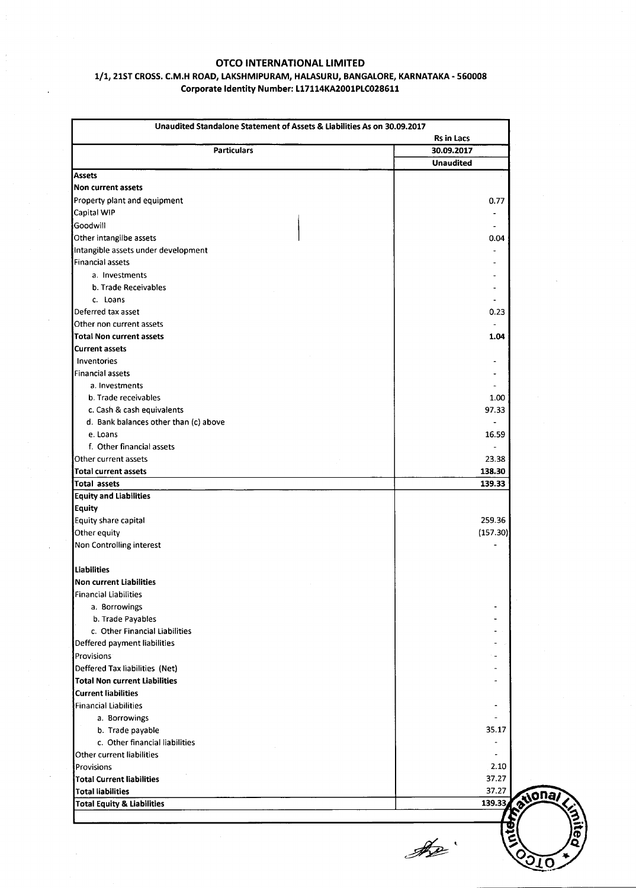# OTCO INTERNATIONAL LIMITED

**1/1, 21ST CROSS. C.M.H ROAD, LAKSHMIPURAM, HALASURU, BANGALORE, KARNATAKA - 560008**

**Corporate Identity Number: L17114KA2001PLC028611**

| Unaudited Standalone Statement of Assets & Liabilities As on 30.09.2017 | |
|---|---|
| | **Rs in Lacs** |
| **Particulars** | **30.09.2017** |
| | **Unaudited** |
| **Assets** | |
| **Non current assets** | |
| Property plant and equipment | 0.77 |
| Capital WIP | - |
| Goodwill | - |
| Other intangilbe assets | 0.04 |
| Intangible assets under development | - |
| Financial assets | - |
| a. Investments | - |
| b. Trade Receivables | - |
| c. Loans | - |
| Deferred tax asset | 0.23 |
| Other non current assets | - |
| **Total Non current assets** | **1.04** |
| **Current assets** | |
| Inventories | - |
| Financial assets | - |
| a. Investments | - |
| b. Trade receivables | 1.00 |
| c. Cash & cash equivalents | 97.33 |
| d. Bank balances other than (c) above | - |
| e. Loans | 16.59 |
| f. Other financial assets | - |
| Other current assets | 23.38 |
| **Total current assets** | **138.30** |
| **Total assets** | **139.33** |
| **Equity and Liabilities** | |
| **Equity** | |
| Equity share capital | 259.36 |
| Other equity | (157.30) |
| Non Controlling interest | - |
| | |
| **Liabilities** | |
| **Non current Liabilities** | |
| Financial Liabilities | |
| a. Borrowings | - |
| b. Trade Payables | - |
| c. Other Financial Liabilities | - |
| Deffered payment liabilities | - |
| Provisions | - |
| Deffered Tax liabilities (Net) | - |
| **Total Non current Liabilities** | - |
| **Current liabilities** | |
| Financial Liabilities | - |
| a. Borrowings | - |
| b. Trade payable | 35.17 |
| c. Other financial liabilities | - |
| Other current liabilities | - |
| Provisions | 2.10 |
| **Total Current liabilities** | 37.27 |
| **Total liabilities** | 37.27 |
| **Total Equity & Liabilities** | 139.33 |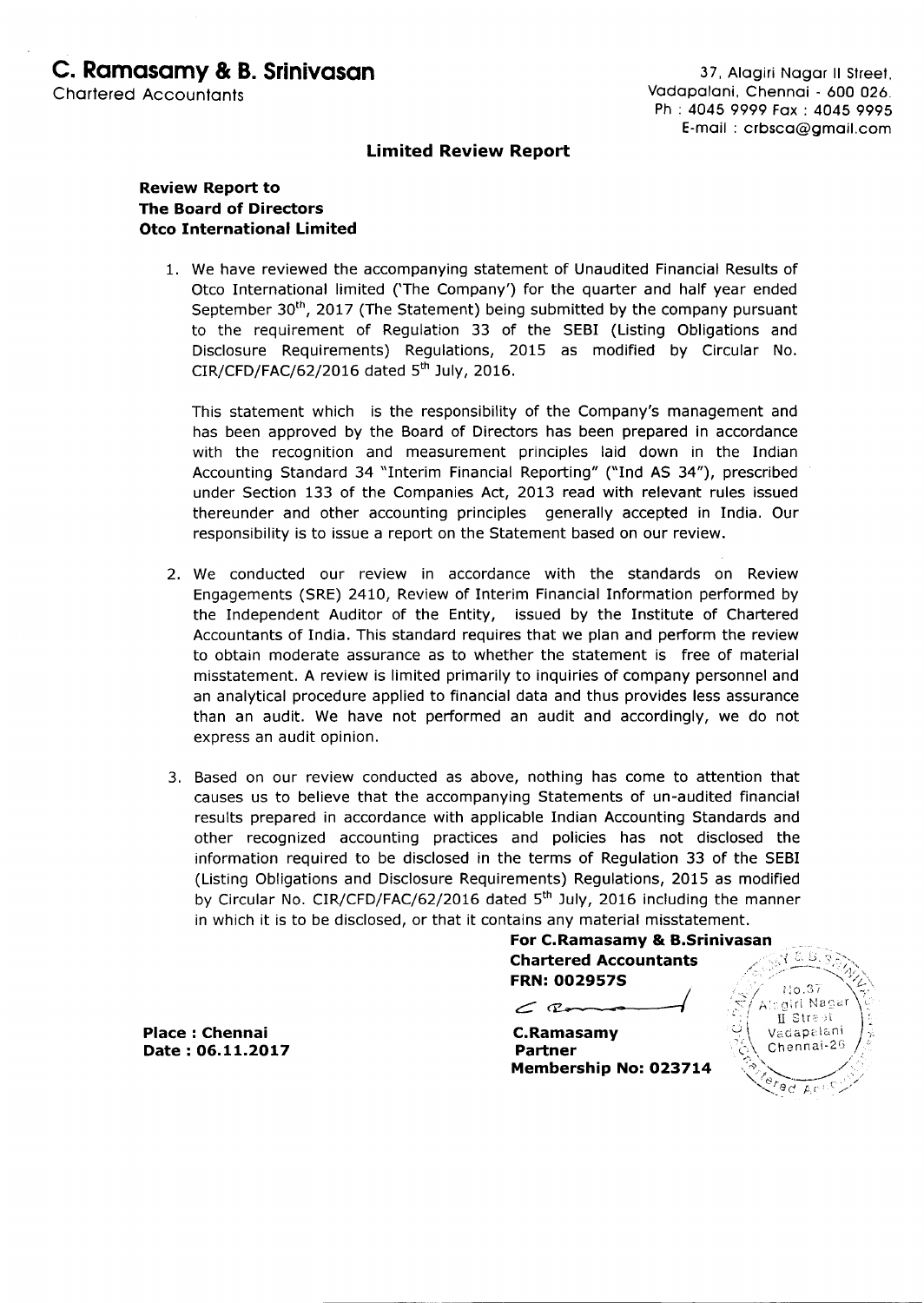# C. Ramasamy & B. Srinivasan

Chartered Accountants

37, Alagiri Nagar II Street,
Vadapalani, Chennai - 600 026.
Ph : 4045 9999 Fax : 4045 9995
E-mail : crbsca@gmail.com

## Limited Review Report

**Review Report to**
**The Board of Directors**
**Otco International Limited**

1. We have reviewed the accompanying statement of Unaudited Financial Results of Otco International limited ('The Company') for the quarter and half year ended September 30th, 2017 (The Statement) being submitted by the company pursuant to the requirement of Regulation 33 of the SEBI (Listing Obligations and Disclosure Requirements) Regulations, 2015 as modified by Circular No. CIR/CFD/FAC/62/2016 dated 5th July, 2016.

   This statement which is the responsibility of the Company's management and has been approved by the Board of Directors has been prepared in accordance with the recognition and measurement principles laid down in the Indian Accounting Standard 34 "Interim Financial Reporting" ("Ind AS 34"), prescribed under Section 133 of the Companies Act, 2013 read with relevant rules issued thereunder and other accounting principles generally accepted in India. Our responsibility is to issue a report on the Statement based on our review.

2. We conducted our review in accordance with the standards on Review Engagements (SRE) 2410, Review of Interim Financial Information performed by the Independent Auditor of the Entity, issued by the Institute of Chartered Accountants of India. This standard requires that we plan and perform the review to obtain moderate assurance as to whether the statement is free of material misstatement. A review is limited primarily to inquiries of company personnel and an analytical procedure applied to financial data and thus provides less assurance than an audit. We have not performed an audit and accordingly, we do not express an audit opinion.

3. Based on our review conducted as above, nothing has come to attention that causes us to believe that the accompanying Statements of un-audited financial results prepared in accordance with applicable Indian Accounting Standards and other recognized accounting practices and policies has not disclosed the information required to be disclosed in the terms of Regulation 33 of the SEBI (Listing Obligations and Disclosure Requirements) Regulations, 2015 as modified by Circular No. CIR/CFD/FAC/62/2016 dated 5th July, 2016 including the manner in which it is to be disclosed, or that it contains any material misstatement.

**For C.Ramasamy & B.Srinivasan**
**Chartered Accountants**
**FRN: 002957S**

**C.Ramasamy**
**Partner**
**Membership No: 023714**

**Place : Chennai**
**Date : 06.11.2017**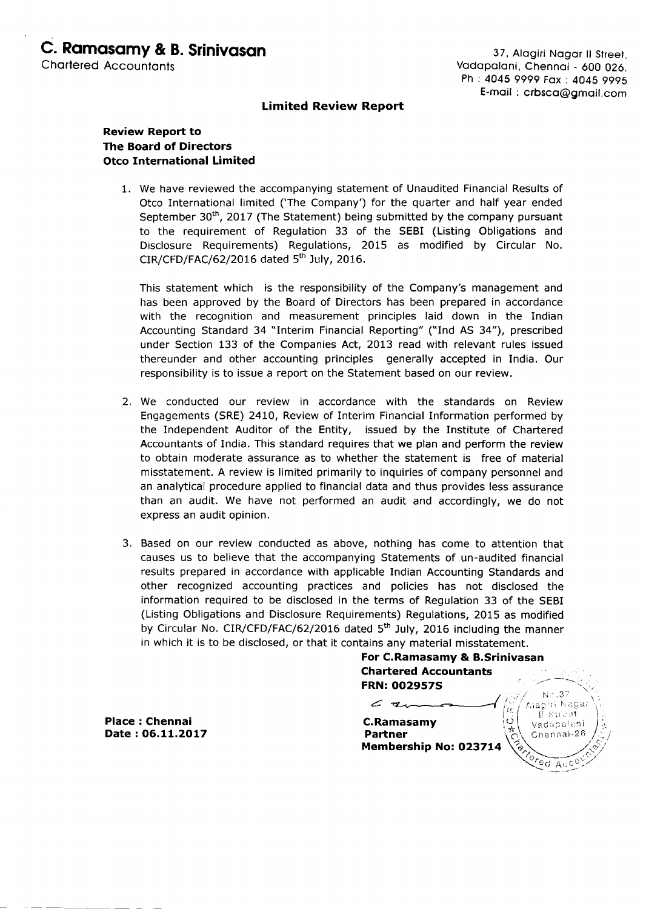# C. Ramasamy & B. Srinivasan

Chartered Accountants

37, Alagiri Nagar II Street,
Vadapalani, Chennai - 600 026.
Ph : 4045 9999 Fax : 4045 9995
E-mail : crbsca@gmail.com

## Limited Review Report

**Review Report to**
**The Board of Directors**
**Otco International Limited**

1. We have reviewed the accompanying statement of Unaudited Financial Results of Otco International limited ('The Company') for the quarter and half year ended September 30th, 2017 (The Statement) being submitted by the company pursuant to the requirement of Regulation 33 of the SEBI (Listing Obligations and Disclosure Requirements) Regulations, 2015 as modified by Circular No. CIR/CFD/FAC/62/2016 dated 5th July, 2016.

   This statement which is the responsibility of the Company's management and has been approved by the Board of Directors has been prepared in accordance with the recognition and measurement principles laid down in the Indian Accounting Standard 34 "Interim Financial Reporting" ("Ind AS 34"), prescribed under Section 133 of the Companies Act, 2013 read with relevant rules issued thereunder and other accounting principles generally accepted in India. Our responsibility is to issue a report on the Statement based on our review.

2. We conducted our review in accordance with the standards on Review Engagements (SRE) 2410, Review of Interim Financial Information performed by the Independent Auditor of the Entity, issued by the Institute of Chartered Accountants of India. This standard requires that we plan and perform the review to obtain moderate assurance as to whether the statement is free of material misstatement. A review is limited primarily to inquiries of company personnel and an analytical procedure applied to financial data and thus provides less assurance than an audit. We have not performed an audit and accordingly, we do not express an audit opinion.

3. Based on our review conducted as above, nothing has come to attention that causes us to believe that the accompanying Statements of un-audited financial results prepared in accordance with applicable Indian Accounting Standards and other recognized accounting practices and policies has not disclosed the information required to be disclosed in the terms of Regulation 33 of the SEBI (Listing Obligations and Disclosure Requirements) Regulations, 2015 as modified by Circular No. CIR/CFD/FAC/62/2016 dated 5th July, 2016 including the manner in which it is to be disclosed, or that it contains any material misstatement.

**For C.Ramasamy & B.Srinivasan**
**Chartered Accountants**
**FRN: 002957S**

**C.Ramasamy**
**Partner**
**Membership No: 023714**

**Place : Chennai**
**Date : 06.11.2017**